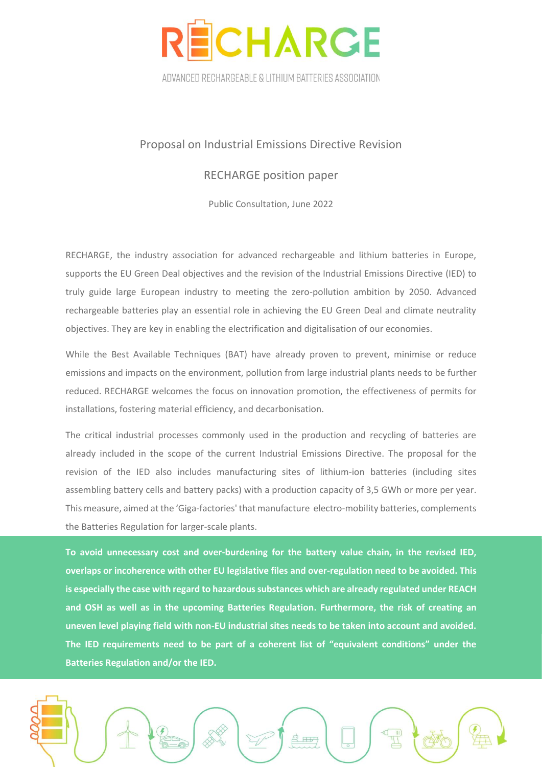# RECHARGE

ADVANCED RECHARGEABLE & LITHIUM BATTERIES ASSOCIATION

## Proposal on Industrial Emissions Directive Revision

### RECHARGE position paper

Public Consultation, June 2022

RECHARGE, the industry association for advanced rechargeable and lithium batteries in Europe, supports the EU Green Deal objectives and the revision of the Industrial Emissions Directive (IED) to truly guide large European industry to meeting the zero-pollution ambition by 2050. Advanced rechargeable batteries play an essential role in achieving the EU Green Deal and climate neutrality objectives. They are key in enabling the electrification and digitalisation of our economies.

While the Best Available Techniques (BAT) have already proven to prevent, minimise or reduce emissions and impacts on the environment, pollution from large industrial plants needs to be further reduced. RECHARGE welcomes the focus on innovation promotion, the effectiveness of permits for installations, fostering material efficiency, and decarbonisation.

The critical industrial processes commonly used in the production and recycling of batteries are already included in the scope of the current Industrial Emissions Directive. The proposal for the revision of the IED also includes manufacturing sites of lithium-ion batteries (including sites assembling battery cells and battery packs) with a production capacity of 3,5 GWh or more per year. This measure, aimed at the 'Giga-factories' that manufacture electro-mobility batteries, complements the Batteries Regulation for larger-scale plants.

**To avoid unnecessary cost and over-burdening for the battery value chain, in the revised IED, overlaps or incoherence with other EU legislative files and over-regulation need to be avoided. This is especially the case with regard to hazardous substances which are already regulated under REACH and OSH as well as in the upcoming Batteries Regulation. Furthermore, the risk of creating an uneven level playing field with non-EU industrial sites needs to be taken into account and avoided. The IED requirements need to be part of a coherent list of "equivalent conditions" under the Batteries Regulation and/or the IED.**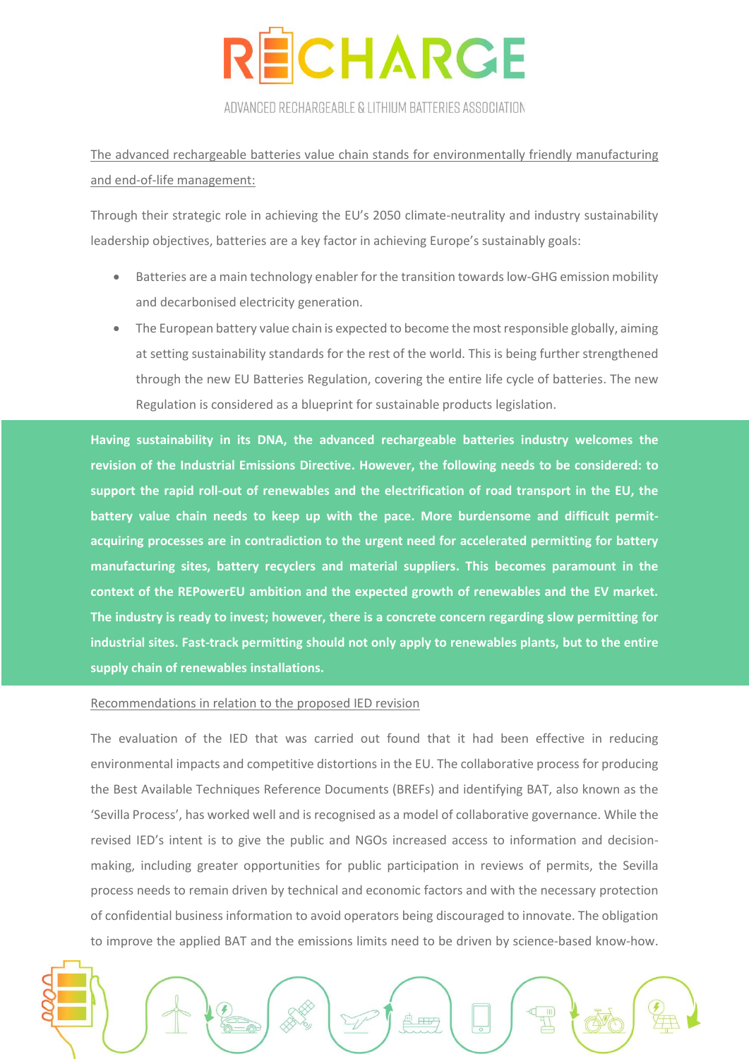The advanced rechargeable batteries value chain stands for environmentally friendly manufacturing and end-of-life management:

Through their strategic role in achieving the EU's 2050 climate-neutrality and industry sustainability leadership objectives, batteries are a key factor in achieving Europe's sustainably goals:

- Batteries are a main technology enabler for the transition towards low-GHG emission mobility and decarbonised electricity generation.
- The European battery value chain is expected to become the most responsible globally, aiming at setting sustainability standards for the rest of the world. This is being further strengthened through the new EU Batteries Regulation, covering the entire life cycle of batteries. The new Regulation is considered as a blueprint for sustainable products legislation.

**Having sustainability in its DNA, the advanced rechargeable batteries industry welcomes the revision of the Industrial Emissions Directive. However, the following needs to be considered: to support the rapid roll-out of renewables and the electrification of road transport in the EU, the battery value chain needs to keep up with the pace. More burdensome and difficult permit-acquiring processes are in contradiction to the urgent need for accelerated permitting for battery manufacturing sites, battery recyclers and material suppliers. This becomes paramount in the context of the REPowerEU ambition and the expected growth of renewables and the EV market. The industry is ready to invest; however, there is a concrete concern regarding slow permitting for industrial sites. Fast-track permitting should not only apply to renewables plants, but to the entire supply chain of renewables installations.**

Recommendations in relation to the proposed IED revision

The evaluation of the IED that was carried out found that it had been effective in reducing environmental impacts and competitive distortions in the EU. The collaborative process for producing the Best Available Techniques Reference Documents (BREFs) and identifying BAT, also known as the 'Sevilla Process', has worked well and is recognised as a model of collaborative governance. While the revised IED's intent is to give the public and NGOs increased access to information and decision-making, including greater opportunities for public participation in reviews of permits, the Sevilla process needs to remain driven by technical and economic factors and with the necessary protection of confidential business information to avoid operators being discouraged to innovate. The obligation to improve the applied BAT and the emissions limits need to be driven by science-based know-how.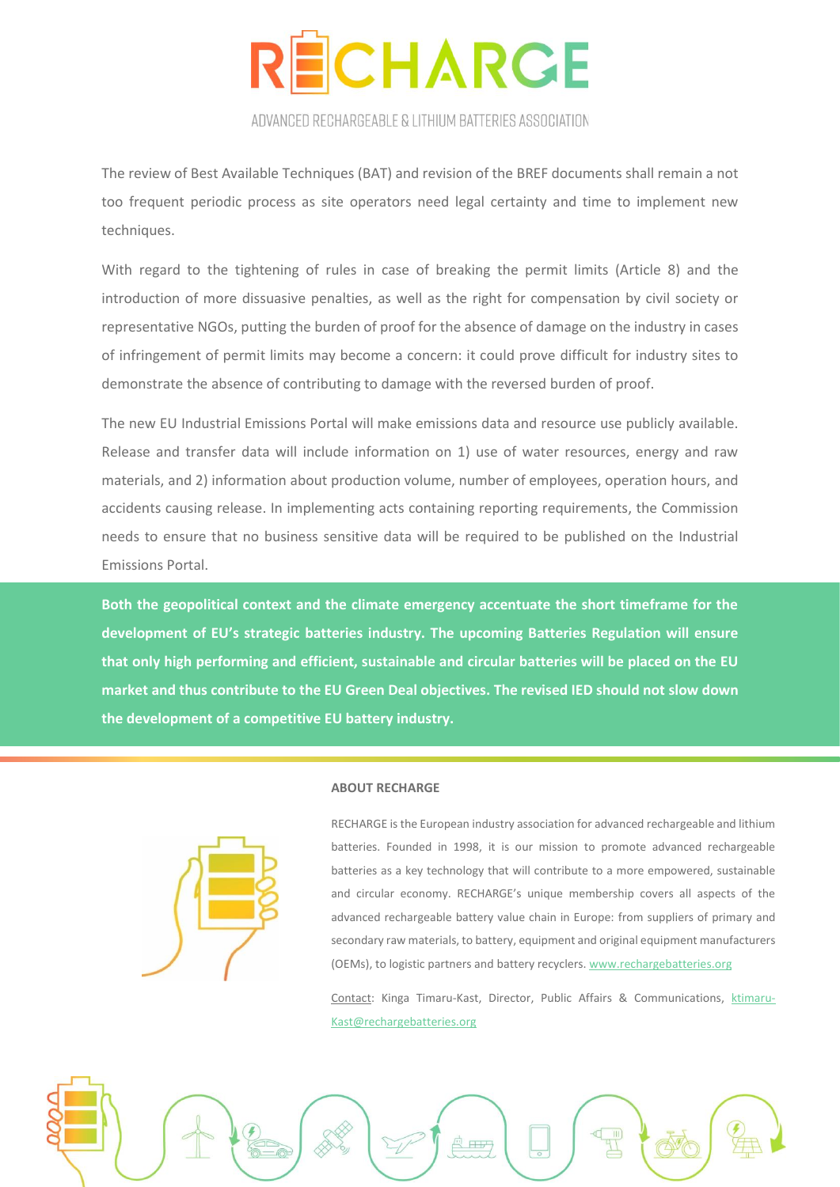The review of Best Available Techniques (BAT) and revision of the BREF documents shall remain a not too frequent periodic process as site operators need legal certainty and time to implement new techniques.

With regard to the tightening of rules in case of breaking the permit limits (Article 8) and the introduction of more dissuasive penalties, as well as the right for compensation by civil society or representative NGOs, putting the burden of proof for the absence of damage on the industry in cases of infringement of permit limits may become a concern: it could prove difficult for industry sites to demonstrate the absence of contributing to damage with the reversed burden of proof.

The new EU Industrial Emissions Portal will make emissions data and resource use publicly available. Release and transfer data will include information on 1) use of water resources, energy and raw materials, and 2) information about production volume, number of employees, operation hours, and accidents causing release. In implementing acts containing reporting requirements, the Commission needs to ensure that no business sensitive data will be required to be published on the Industrial Emissions Portal.

**Both the geopolitical context and the climate emergency accentuate the short timeframe for the development of EU's strategic batteries industry. The upcoming Batteries Regulation will ensure that only high performing and efficient, sustainable and circular batteries will be placed on the EU market and thus contribute to the EU Green Deal objectives. The revised IED should not slow down the development of a competitive EU battery industry.**

**ABOUT RECHARGE**

RECHARGE is the European industry association for advanced rechargeable and lithium batteries. Founded in 1998, it is our mission to promote advanced rechargeable batteries as a key technology that will contribute to a more empowered, sustainable and circular economy. RECHARGE's unique membership covers all aspects of the advanced rechargeable battery value chain in Europe: from suppliers of primary and secondary raw materials, to battery, equipment and original equipment manufacturers (OEMs), to logistic partners and battery recyclers. www.rechargebatteries.org

Contact: Kinga Timaru-Kast, Director, Public Affairs & Communications, ktimaru-Kast@rechargebatteries.org